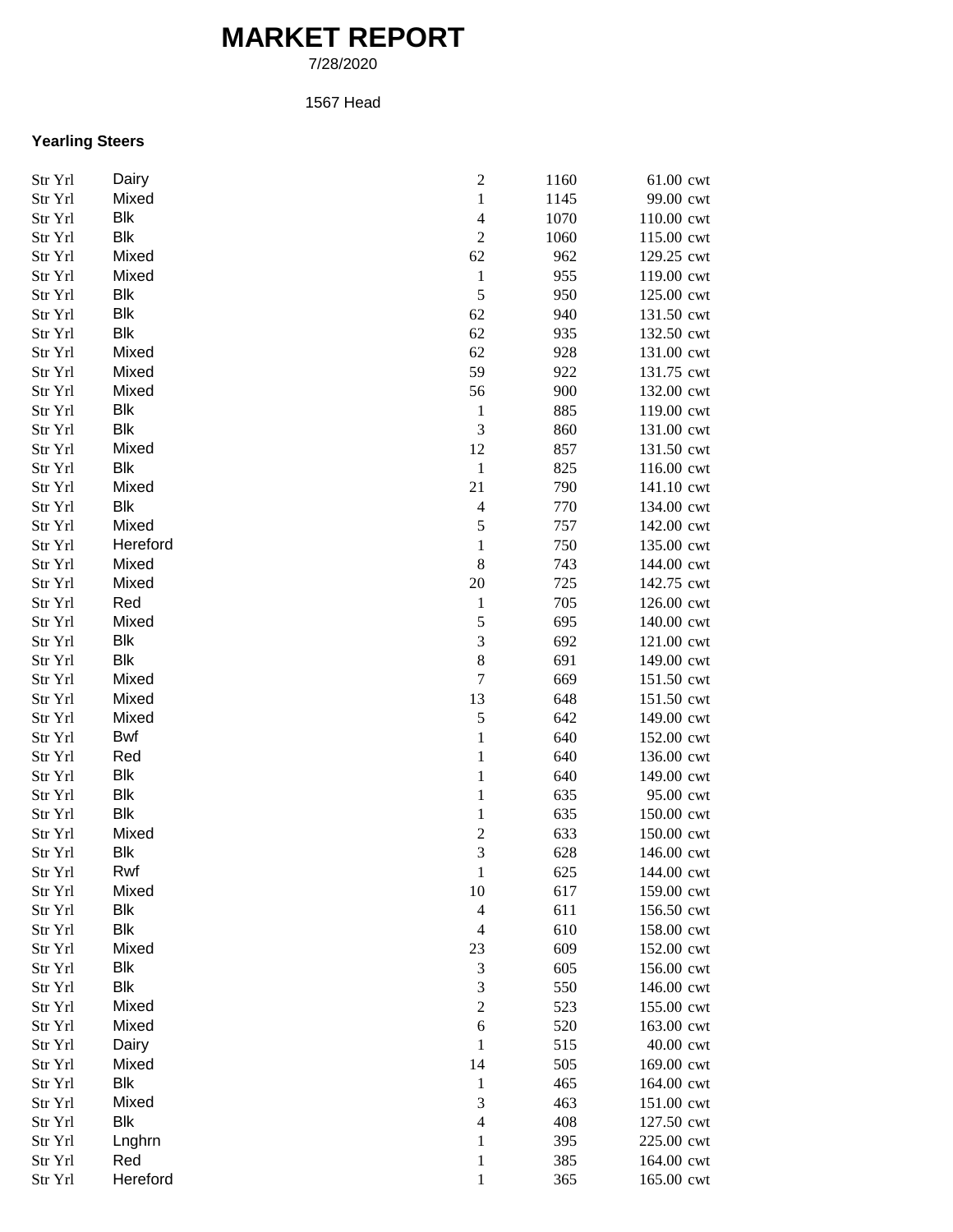# MARKET REPORT

7/28/2020

1567 Head

**Yearling Steers**

| | | | | |
|---|---|---|---|---|
| Str Yrl | Dairy | 2 | 1160 | 61.00 cwt |
| Str Yrl | Mixed | 1 | 1145 | 99.00 cwt |
| Str Yrl | Blk | 4 | 1070 | 110.00 cwt |
| Str Yrl | Blk | 2 | 1060 | 115.00 cwt |
| Str Yrl | Mixed | 62 | 962 | 129.25 cwt |
| Str Yrl | Mixed | 1 | 955 | 119.00 cwt |
| Str Yrl | Blk | 5 | 950 | 125.00 cwt |
| Str Yrl | Blk | 62 | 940 | 131.50 cwt |
| Str Yrl | Blk | 62 | 935 | 132.50 cwt |
| Str Yrl | Mixed | 62 | 928 | 131.00 cwt |
| Str Yrl | Mixed | 59 | 922 | 131.75 cwt |
| Str Yrl | Mixed | 56 | 900 | 132.00 cwt |
| Str Yrl | Blk | 1 | 885 | 119.00 cwt |
| Str Yrl | Blk | 3 | 860 | 131.00 cwt |
| Str Yrl | Mixed | 12 | 857 | 131.50 cwt |
| Str Yrl | Blk | 1 | 825 | 116.00 cwt |
| Str Yrl | Mixed | 21 | 790 | 141.10 cwt |
| Str Yrl | Blk | 4 | 770 | 134.00 cwt |
| Str Yrl | Mixed | 5 | 757 | 142.00 cwt |
| Str Yrl | Hereford | 1 | 750 | 135.00 cwt |
| Str Yrl | Mixed | 8 | 743 | 144.00 cwt |
| Str Yrl | Mixed | 20 | 725 | 142.75 cwt |
| Str Yrl | Red | 1 | 705 | 126.00 cwt |
| Str Yrl | Mixed | 5 | 695 | 140.00 cwt |
| Str Yrl | Blk | 3 | 692 | 121.00 cwt |
| Str Yrl | Blk | 8 | 691 | 149.00 cwt |
| Str Yrl | Mixed | 7 | 669 | 151.50 cwt |
| Str Yrl | Mixed | 13 | 648 | 151.50 cwt |
| Str Yrl | Mixed | 5 | 642 | 149.00 cwt |
| Str Yrl | Bwf | 1 | 640 | 152.00 cwt |
| Str Yrl | Red | 1 | 640 | 136.00 cwt |
| Str Yrl | Blk | 1 | 640 | 149.00 cwt |
| Str Yrl | Blk | 1 | 635 | 95.00 cwt |
| Str Yrl | Blk | 1 | 635 | 150.00 cwt |
| Str Yrl | Mixed | 2 | 633 | 150.00 cwt |
| Str Yrl | Blk | 3 | 628 | 146.00 cwt |
| Str Yrl | Rwf | 1 | 625 | 144.00 cwt |
| Str Yrl | Mixed | 10 | 617 | 159.00 cwt |
| Str Yrl | Blk | 4 | 611 | 156.50 cwt |
| Str Yrl | Blk | 4 | 610 | 158.00 cwt |
| Str Yrl | Mixed | 23 | 609 | 152.00 cwt |
| Str Yrl | Blk | 3 | 605 | 156.00 cwt |
| Str Yrl | Blk | 3 | 550 | 146.00 cwt |
| Str Yrl | Mixed | 2 | 523 | 155.00 cwt |
| Str Yrl | Mixed | 6 | 520 | 163.00 cwt |
| Str Yrl | Dairy | 1 | 515 | 40.00 cwt |
| Str Yrl | Mixed | 14 | 505 | 169.00 cwt |
| Str Yrl | Blk | 1 | 465 | 164.00 cwt |
| Str Yrl | Mixed | 3 | 463 | 151.00 cwt |
| Str Yrl | Blk | 4 | 408 | 127.50 cwt |
| Str Yrl | Lnghrn | 1 | 395 | 225.00 cwt |
| Str Yrl | Red | 1 | 385 | 164.00 cwt |
| Str Yrl | Hereford | 1 | 365 | 165.00 cwt |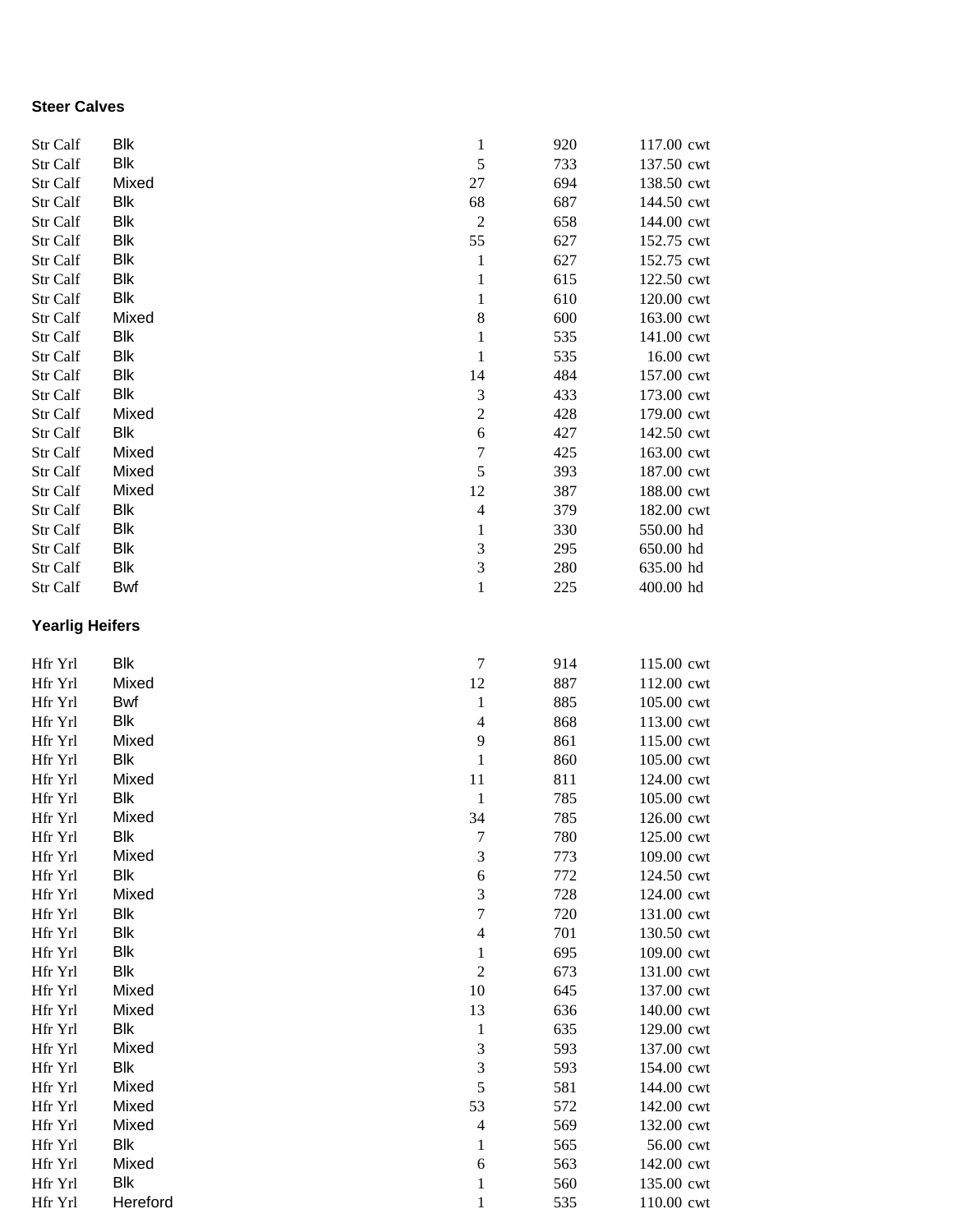### Steer Calves

| | | | | |
|---|---|---|---|---|
| Str Calf | Blk | 1 | 920 | 117.00 cwt |
| Str Calf | Blk | 5 | 733 | 137.50 cwt |
| Str Calf | Mixed | 27 | 694 | 138.50 cwt |
| Str Calf | Blk | 68 | 687 | 144.50 cwt |
| Str Calf | Blk | 2 | 658 | 144.00 cwt |
| Str Calf | Blk | 55 | 627 | 152.75 cwt |
| Str Calf | Blk | 1 | 627 | 152.75 cwt |
| Str Calf | Blk | 1 | 615 | 122.50 cwt |
| Str Calf | Blk | 1 | 610 | 120.00 cwt |
| Str Calf | Mixed | 8 | 600 | 163.00 cwt |
| Str Calf | Blk | 1 | 535 | 141.00 cwt |
| Str Calf | Blk | 1 | 535 | 16.00 cwt |
| Str Calf | Blk | 14 | 484 | 157.00 cwt |
| Str Calf | Blk | 3 | 433 | 173.00 cwt |
| Str Calf | Mixed | 2 | 428 | 179.00 cwt |
| Str Calf | Blk | 6 | 427 | 142.50 cwt |
| Str Calf | Mixed | 7 | 425 | 163.00 cwt |
| Str Calf | Mixed | 5 | 393 | 187.00 cwt |
| Str Calf | Mixed | 12 | 387 | 188.00 cwt |
| Str Calf | Blk | 4 | 379 | 182.00 cwt |
| Str Calf | Blk | 1 | 330 | 550.00 hd |
| Str Calf | Blk | 3 | 295 | 650.00 hd |
| Str Calf | Blk | 3 | 280 | 635.00 hd |
| Str Calf | Bwf | 1 | 225 | 400.00 hd |

### Yearlig Heifers

| | | | | |
|---|---|---|---|---|
| Hfr Yrl | Blk | 7 | 914 | 115.00 cwt |
| Hfr Yrl | Mixed | 12 | 887 | 112.00 cwt |
| Hfr Yrl | Bwf | 1 | 885 | 105.00 cwt |
| Hfr Yrl | Blk | 4 | 868 | 113.00 cwt |
| Hfr Yrl | Mixed | 9 | 861 | 115.00 cwt |
| Hfr Yrl | Blk | 1 | 860 | 105.00 cwt |
| Hfr Yrl | Mixed | 11 | 811 | 124.00 cwt |
| Hfr Yrl | Blk | 1 | 785 | 105.00 cwt |
| Hfr Yrl | Mixed | 34 | 785 | 126.00 cwt |
| Hfr Yrl | Blk | 7 | 780 | 125.00 cwt |
| Hfr Yrl | Mixed | 3 | 773 | 109.00 cwt |
| Hfr Yrl | Blk | 6 | 772 | 124.50 cwt |
| Hfr Yrl | Mixed | 3 | 728 | 124.00 cwt |
| Hfr Yrl | Blk | 7 | 720 | 131.00 cwt |
| Hfr Yrl | Blk | 4 | 701 | 130.50 cwt |
| Hfr Yrl | Blk | 1 | 695 | 109.00 cwt |
| Hfr Yrl | Blk | 2 | 673 | 131.00 cwt |
| Hfr Yrl | Mixed | 10 | 645 | 137.00 cwt |
| Hfr Yrl | Mixed | 13 | 636 | 140.00 cwt |
| Hfr Yrl | Blk | 1 | 635 | 129.00 cwt |
| Hfr Yrl | Mixed | 3 | 593 | 137.00 cwt |
| Hfr Yrl | Blk | 3 | 593 | 154.00 cwt |
| Hfr Yrl | Mixed | 5 | 581 | 144.00 cwt |
| Hfr Yrl | Mixed | 53 | 572 | 142.00 cwt |
| Hfr Yrl | Mixed | 4 | 569 | 132.00 cwt |
| Hfr Yrl | Blk | 1 | 565 | 56.00 cwt |
| Hfr Yrl | Mixed | 6 | 563 | 142.00 cwt |
| Hfr Yrl | Blk | 1 | 560 | 135.00 cwt |
| Hfr Yrl | Hereford | 1 | 535 | 110.00 cwt |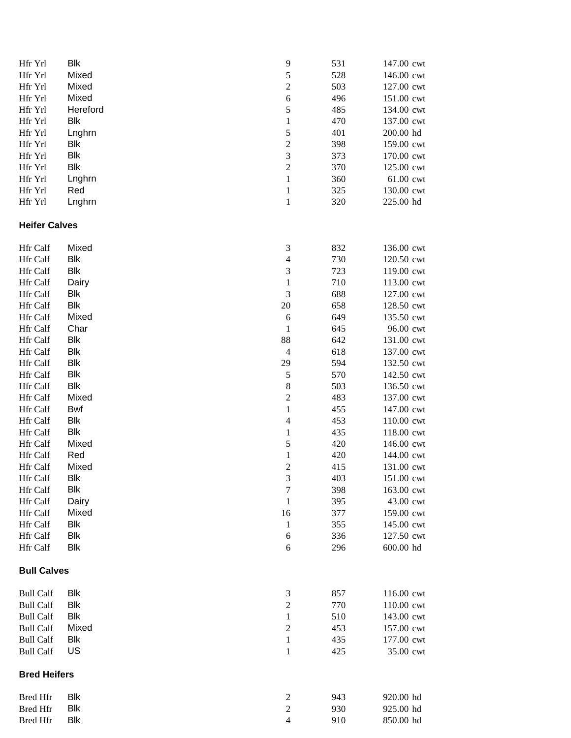| | | | | | |
|---|---|---|---|---|---|
| Hfr Yrl | Blk | 9 | 531 | 147.00 | cwt |
| Hfr Yrl | Mixed | 5 | 528 | 146.00 | cwt |
| Hfr Yrl | Mixed | 2 | 503 | 127.00 | cwt |
| Hfr Yrl | Mixed | 6 | 496 | 151.00 | cwt |
| Hfr Yrl | Hereford | 5 | 485 | 134.00 | cwt |
| Hfr Yrl | Blk | 1 | 470 | 137.00 | cwt |
| Hfr Yrl | Lnghrn | 5 | 401 | 200.00 | hd |
| Hfr Yrl | Blk | 2 | 398 | 159.00 | cwt |
| Hfr Yrl | Blk | 3 | 373 | 170.00 | cwt |
| Hfr Yrl | Blk | 2 | 370 | 125.00 | cwt |
| Hfr Yrl | Lnghrn | 1 | 360 | 61.00 | cwt |
| Hfr Yrl | Red | 1 | 325 | 130.00 | cwt |
| Hfr Yrl | Lnghrn | 1 | 320 | 225.00 | hd |

**Heifer Calves**

| | | | | | |
|---|---|---|---|---|---|
| Hfr Calf | Mixed | 3 | 832 | 136.00 | cwt |
| Hfr Calf | Blk | 4 | 730 | 120.50 | cwt |
| Hfr Calf | Blk | 3 | 723 | 119.00 | cwt |
| Hfr Calf | Dairy | 1 | 710 | 113.00 | cwt |
| Hfr Calf | Blk | 3 | 688 | 127.00 | cwt |
| Hfr Calf | Blk | 20 | 658 | 128.50 | cwt |
| Hfr Calf | Mixed | 6 | 649 | 135.50 | cwt |
| Hfr Calf | Char | 1 | 645 | 96.00 | cwt |
| Hfr Calf | Blk | 88 | 642 | 131.00 | cwt |
| Hfr Calf | Blk | 4 | 618 | 137.00 | cwt |
| Hfr Calf | Blk | 29 | 594 | 132.50 | cwt |
| Hfr Calf | Blk | 5 | 570 | 142.50 | cwt |
| Hfr Calf | Blk | 8 | 503 | 136.50 | cwt |
| Hfr Calf | Mixed | 2 | 483 | 137.00 | cwt |
| Hfr Calf | Bwf | 1 | 455 | 147.00 | cwt |
| Hfr Calf | Blk | 4 | 453 | 110.00 | cwt |
| Hfr Calf | Blk | 1 | 435 | 118.00 | cwt |
| Hfr Calf | Mixed | 5 | 420 | 146.00 | cwt |
| Hfr Calf | Red | 1 | 420 | 144.00 | cwt |
| Hfr Calf | Mixed | 2 | 415 | 131.00 | cwt |
| Hfr Calf | Blk | 3 | 403 | 151.00 | cwt |
| Hfr Calf | Blk | 7 | 398 | 163.00 | cwt |
| Hfr Calf | Dairy | 1 | 395 | 43.00 | cwt |
| Hfr Calf | Mixed | 16 | 377 | 159.00 | cwt |
| Hfr Calf | Blk | 1 | 355 | 145.00 | cwt |
| Hfr Calf | Blk | 6 | 336 | 127.50 | cwt |
| Hfr Calf | Blk | 6 | 296 | 600.00 | hd |

**Bull Calves**

| | | | | | |
|---|---|---|---|---|---|
| Bull Calf | Blk | 3 | 857 | 116.00 | cwt |
| Bull Calf | Blk | 2 | 770 | 110.00 | cwt |
| Bull Calf | Blk | 1 | 510 | 143.00 | cwt |
| Bull Calf | Mixed | 2 | 453 | 157.00 | cwt |
| Bull Calf | Blk | 1 | 435 | 177.00 | cwt |
| Bull Calf | US | 1 | 425 | 35.00 | cwt |

**Bred Heifers**

| | | | | | |
|---|---|---|---|---|---|
| Bred Hfr | Blk | 2 | 943 | 920.00 | hd |
| Bred Hfr | Blk | 2 | 930 | 925.00 | hd |
| Bred Hfr | Blk | 4 | 910 | 850.00 | hd |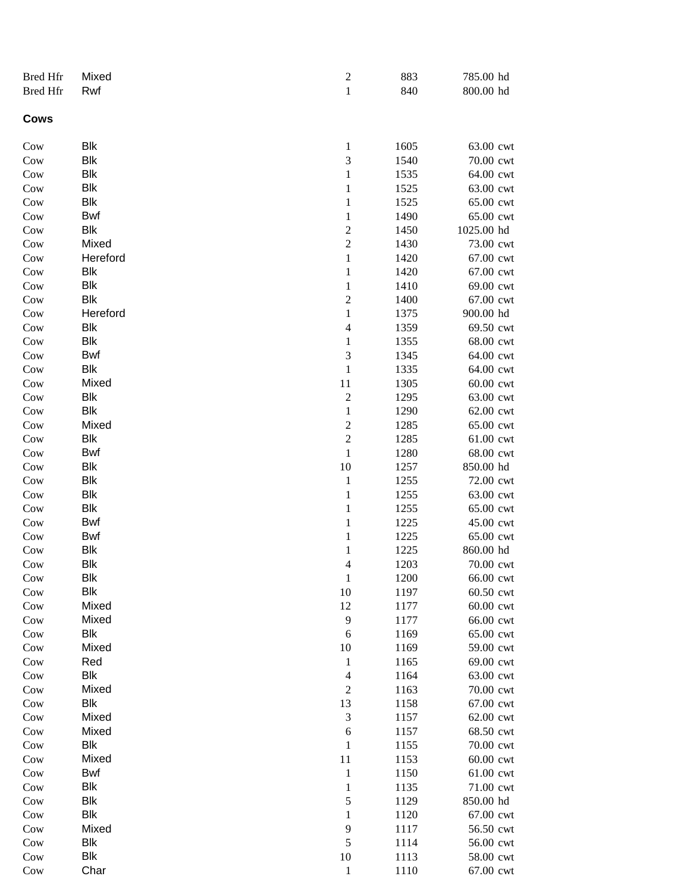| | | | | | |
|---|---|---|---|---|---|
| Bred Hfr | Mixed | 2 | 883 | 785.00 | hd |
| Bred Hfr | Rwf | 1 | 840 | 800.00 | hd |

**Cows**

| | | | | | |
|---|---|---|---|---|---|
| Cow | Blk | 1 | 1605 | 63.00 | cwt |
| Cow | Blk | 3 | 1540 | 70.00 | cwt |
| Cow | Blk | 1 | 1535 | 64.00 | cwt |
| Cow | Blk | 1 | 1525 | 63.00 | cwt |
| Cow | Blk | 1 | 1525 | 65.00 | cwt |
| Cow | Bwf | 1 | 1490 | 65.00 | cwt |
| Cow | Blk | 2 | 1450 | 1025.00 | hd |
| Cow | Mixed | 2 | 1430 | 73.00 | cwt |
| Cow | Hereford | 1 | 1420 | 67.00 | cwt |
| Cow | Blk | 1 | 1420 | 67.00 | cwt |
| Cow | Blk | 1 | 1410 | 69.00 | cwt |
| Cow | Blk | 2 | 1400 | 67.00 | cwt |
| Cow | Hereford | 1 | 1375 | 900.00 | hd |
| Cow | Blk | 4 | 1359 | 69.50 | cwt |
| Cow | Blk | 1 | 1355 | 68.00 | cwt |
| Cow | Bwf | 3 | 1345 | 64.00 | cwt |
| Cow | Blk | 1 | 1335 | 64.00 | cwt |
| Cow | Mixed | 11 | 1305 | 60.00 | cwt |
| Cow | Blk | 2 | 1295 | 63.00 | cwt |
| Cow | Blk | 1 | 1290 | 62.00 | cwt |
| Cow | Mixed | 2 | 1285 | 65.00 | cwt |
| Cow | Blk | 2 | 1285 | 61.00 | cwt |
| Cow | Bwf | 1 | 1280 | 68.00 | cwt |
| Cow | Blk | 10 | 1257 | 850.00 | hd |
| Cow | Blk | 1 | 1255 | 72.00 | cwt |
| Cow | Blk | 1 | 1255 | 63.00 | cwt |
| Cow | Blk | 1 | 1255 | 65.00 | cwt |
| Cow | Bwf | 1 | 1225 | 45.00 | cwt |
| Cow | Bwf | 1 | 1225 | 65.00 | cwt |
| Cow | Blk | 1 | 1225 | 860.00 | hd |
| Cow | Blk | 4 | 1203 | 70.00 | cwt |
| Cow | Blk | 1 | 1200 | 66.00 | cwt |
| Cow | Blk | 10 | 1197 | 60.50 | cwt |
| Cow | Mixed | 12 | 1177 | 60.00 | cwt |
| Cow | Mixed | 9 | 1177 | 66.00 | cwt |
| Cow | Blk | 6 | 1169 | 65.00 | cwt |
| Cow | Mixed | 10 | 1169 | 59.00 | cwt |
| Cow | Red | 1 | 1165 | 69.00 | cwt |
| Cow | Blk | 4 | 1164 | 63.00 | cwt |
| Cow | Mixed | 2 | 1163 | 70.00 | cwt |
| Cow | Blk | 13 | 1158 | 67.00 | cwt |
| Cow | Mixed | 3 | 1157 | 62.00 | cwt |
| Cow | Mixed | 6 | 1157 | 68.50 | cwt |
| Cow | Blk | 1 | 1155 | 70.00 | cwt |
| Cow | Mixed | 11 | 1153 | 60.00 | cwt |
| Cow | Bwf | 1 | 1150 | 61.00 | cwt |
| Cow | Blk | 1 | 1135 | 71.00 | cwt |
| Cow | Blk | 5 | 1129 | 850.00 | hd |
| Cow | Blk | 1 | 1120 | 67.00 | cwt |
| Cow | Mixed | 9 | 1117 | 56.50 | cwt |
| Cow | Blk | 5 | 1114 | 56.00 | cwt |
| Cow | Blk | 10 | 1113 | 58.00 | cwt |
| Cow | Char | 1 | 1110 | 67.00 | cwt |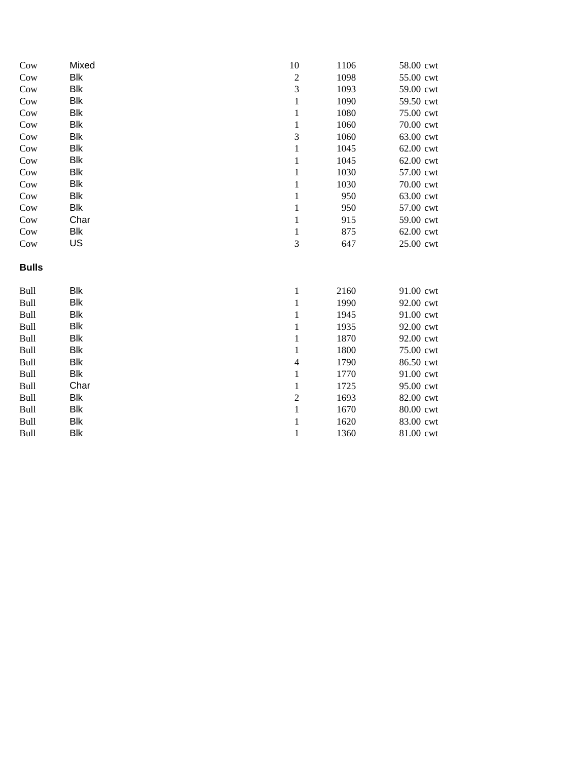| | | | | | |
|---|---|---|---|---|---|
| Cow | Mixed | 10 | 1106 | 58.00 | cwt |
| Cow | Blk | 2 | 1098 | 55.00 | cwt |
| Cow | Blk | 3 | 1093 | 59.00 | cwt |
| Cow | Blk | 1 | 1090 | 59.50 | cwt |
| Cow | Blk | 1 | 1080 | 75.00 | cwt |
| Cow | Blk | 1 | 1060 | 70.00 | cwt |
| Cow | Blk | 3 | 1060 | 63.00 | cwt |
| Cow | Blk | 1 | 1045 | 62.00 | cwt |
| Cow | Blk | 1 | 1045 | 62.00 | cwt |
| Cow | Blk | 1 | 1030 | 57.00 | cwt |
| Cow | Blk | 1 | 1030 | 70.00 | cwt |
| Cow | Blk | 1 | 950 | 63.00 | cwt |
| Cow | Blk | 1 | 950 | 57.00 | cwt |
| Cow | Char | 1 | 915 | 59.00 | cwt |
| Cow | Blk | 1 | 875 | 62.00 | cwt |
| Cow | US | 3 | 647 | 25.00 | cwt |

**Bulls**

| | | | | | |
|---|---|---|---|---|---|
| Bull | Blk | 1 | 2160 | 91.00 | cwt |
| Bull | Blk | 1 | 1990 | 92.00 | cwt |
| Bull | Blk | 1 | 1945 | 91.00 | cwt |
| Bull | Blk | 1 | 1935 | 92.00 | cwt |
| Bull | Blk | 1 | 1870 | 92.00 | cwt |
| Bull | Blk | 1 | 1800 | 75.00 | cwt |
| Bull | Blk | 4 | 1790 | 86.50 | cwt |
| Bull | Blk | 1 | 1770 | 91.00 | cwt |
| Bull | Char | 1 | 1725 | 95.00 | cwt |
| Bull | Blk | 2 | 1693 | 82.00 | cwt |
| Bull | Blk | 1 | 1670 | 80.00 | cwt |
| Bull | Blk | 1 | 1620 | 83.00 | cwt |
| Bull | Blk | 1 | 1360 | 81.00 | cwt |